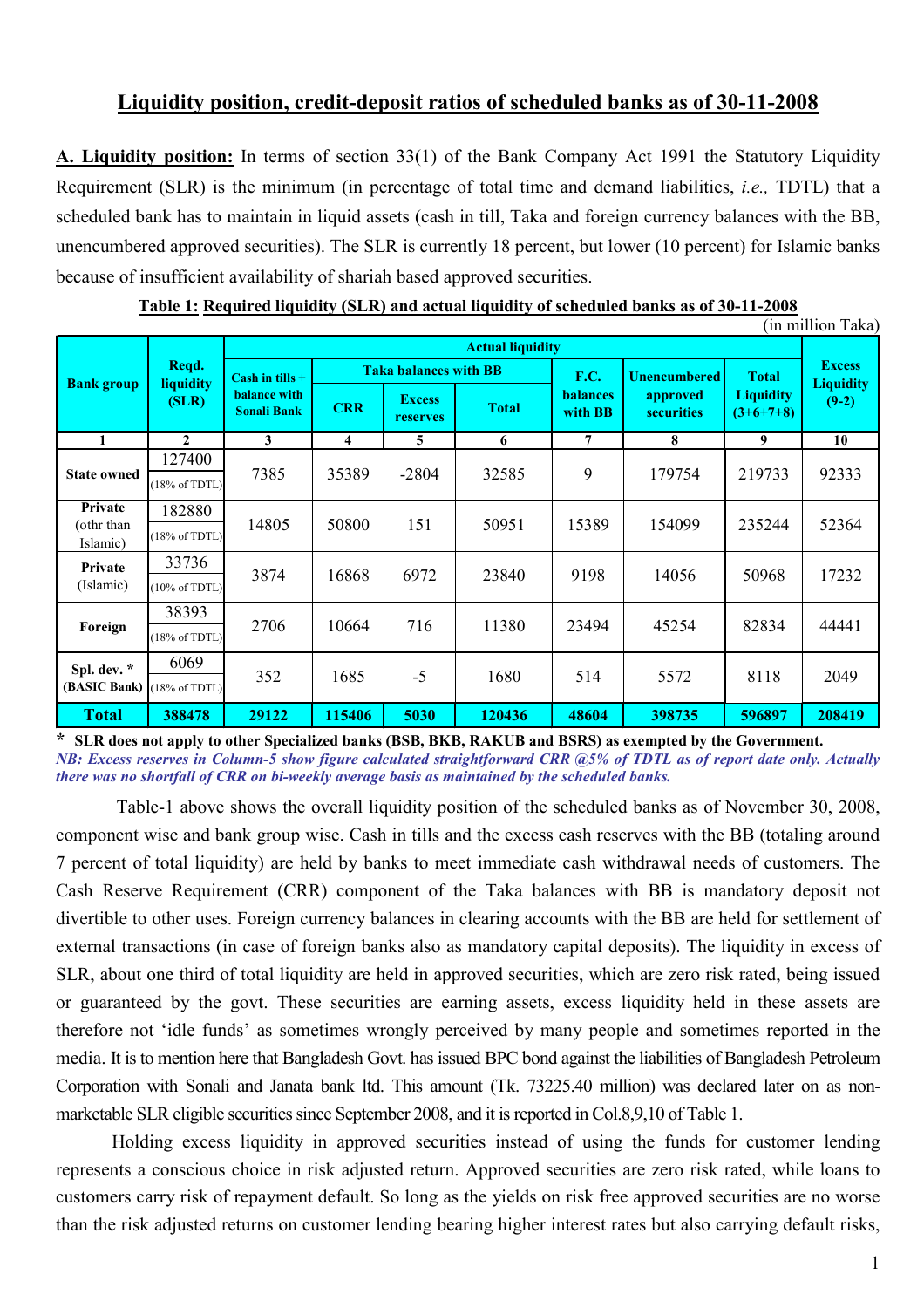## Liquidity position, credit-deposit ratios of scheduled banks as of 30-11-2008

**A. Liquidity position:** In terms of section 33(1) of the Bank Company Act 1991 the Statutory Liquidity Requirement (SLR) is the minimum (in percentage of total time and demand liabilities, *i.e.,* TDTL) that a scheduled bank has to maintain in liquid assets (cash in till, Taka and foreign currency balances with the BB, unencumbered approved securities). The SLR is currently 18 percent, but lower (10 percent) for Islamic banks because of insufficient availability of shariah based approved securities.

**Table 1: Required liquidity (SLR) and actual liquidity of scheduled banks as of 30-11-2008**

(in million Taka)

| Bank group | Reqd. liquidity (SLR) | Actual liquidity | | | | | | | Excess Liquidity (9-2) |
|---|---|---|---|---|---|---|---|---|---|
| | | Cash in tills + balance with Sonali Bank | Taka balances with BB | | | F.C. balances with BB | Unencumbered approved securities | Total Liquidity (3+6+7+8) | |
| | | | CRR | Excess reserves | Total | | | | |
| 1 | 2 | 3 | 4 | 5 | 6 | 7 | 8 | 9 | 10 |
| State owned | 127400 (18% of TDTL) | 7385 | 35389 | -2804 | 32585 | 9 | 179754 | 219733 | 92333 |
| Private (othr than Islamic) | 182880 (18% of TDTL) | 14805 | 50800 | 151 | 50951 | 15389 | 154099 | 235244 | 52364 |
| Private (Islamic) | 33736 (10% of TDTL) | 3874 | 16868 | 6972 | 23840 | 9198 | 14056 | 50968 | 17232 |
| Foreign | 38393 (18% of TDTL) | 2706 | 10664 | 716 | 11380 | 23494 | 45254 | 82834 | 44441 |
| Spl. dev. * (BASIC Bank) | 6069 (18% of TDTL) | 352 | 1685 | -5 | 1680 | 514 | 5572 | 8118 | 2049 |
| **Total** | **388478** | **29122** | **115406** | **5030** | **120436** | **48604** | **398735** | **596897** | **208419** |

**\* SLR does not apply to other Specialized banks (BSB, BKB, RAKUB and BSRS) as exempted by the Government.**

***NB: Excess reserves in Column-5 show figure calculated straightforward CRR @5% of TDTL as of report date only. Actually there was no shortfall of CRR on bi-weekly average basis as maintained by the scheduled banks.***

Table-1 above shows the overall liquidity position of the scheduled banks as of November 30, 2008, component wise and bank group wise. Cash in tills and the excess cash reserves with the BB (totaling around 7 percent of total liquidity) are held by banks to meet immediate cash withdrawal needs of customers. The Cash Reserve Requirement (CRR) component of the Taka balances with BB is mandatory deposit not divertible to other uses. Foreign currency balances in clearing accounts with the BB are held for settlement of external transactions (in case of foreign banks also as mandatory capital deposits). The liquidity in excess of SLR, about one third of total liquidity are held in approved securities, which are zero risk rated, being issued or guaranteed by the govt. These securities are earning assets, excess liquidity held in these assets are therefore not 'idle funds' as sometimes wrongly perceived by many people and sometimes reported in the media. It is to mention here that Bangladesh Govt. has issued BPC bond against the liabilities of Bangladesh Petroleum Corporation with Sonali and Janata bank ltd. This amount (Tk. 73225.40 million) was declared later on as non-marketable SLR eligible securities since September 2008, and it is reported in Col.8,9,10 of Table 1.

Holding excess liquidity in approved securities instead of using the funds for customer lending represents a conscious choice in risk adjusted return. Approved securities are zero risk rated, while loans to customers carry risk of repayment default. So long as the yields on risk free approved securities are no worse than the risk adjusted returns on customer lending bearing higher interest rates but also carrying default risks,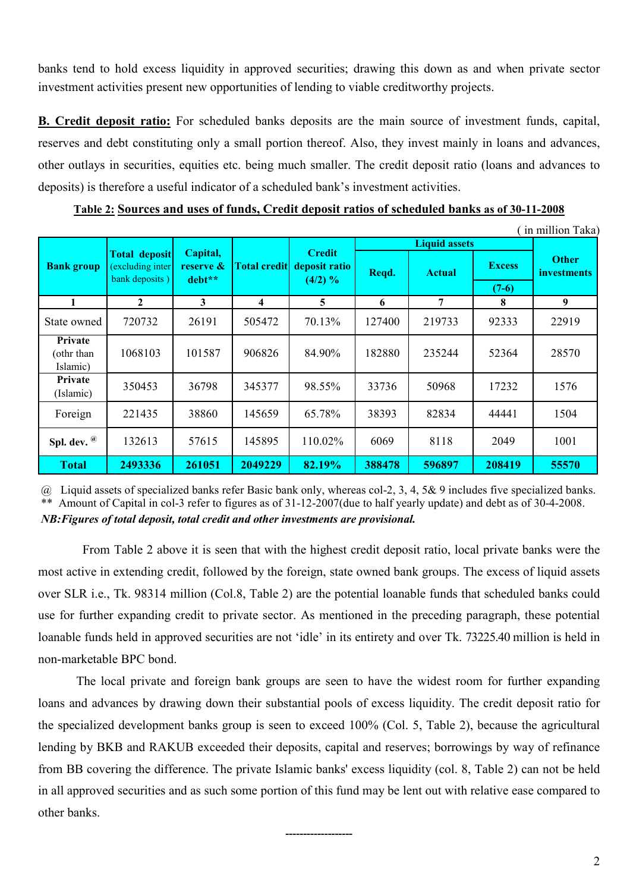banks tend to hold excess liquidity in approved securities; drawing this down as and when private sector investment activities present new opportunities of lending to viable creditworthy projects.

**B. Credit deposit ratio:** For scheduled banks deposits are the main source of investment funds, capital, reserves and debt constituting only a small portion thereof. Also, they invest mainly in loans and advances, other outlays in securities, equities etc. being much smaller. The credit deposit ratio (loans and advances to deposits) is therefore a useful indicator of a scheduled bank's investment activities.

**Table 2: Sources and uses of funds, Credit deposit ratios of scheduled banks as of 30-11-2008**

( in million Taka)

| Bank group | Total deposit (excluding inter bank deposits ) | Capital, reserve & debt** | Total credit | Credit deposit ratio (4/2) % | Liquid assets | | | Other investments |
|---|---|---|---|---|---|---|---|---|
| | | | | | Reqd. | Actual | Excess (7-6) | |
| 1 | 2 | 3 | 4 | 5 | 6 | 7 | 8 | 9 |
| State owned | 720732 | 26191 | 505472 | 70.13% | 127400 | 219733 | 92333 | 22919 |
| **Private** (othr than Islamic) | 1068103 | 101587 | 906826 | 84.90% | 182880 | 235244 | 52364 | 28570 |
| **Private** (Islamic) | 350453 | 36798 | 345377 | 98.55% | 33736 | 50968 | 17232 | 1576 |
| Foreign | 221435 | 38860 | 145659 | 65.78% | 38393 | 82834 | 44441 | 1504 |
| **Spl. dev.** @ | 132613 | 57615 | 145895 | 110.02% | 6069 | 8118 | 2049 | 1001 |
| **Total** | **2493336** | **261051** | **2049229** | **82.19%** | **388478** | **596897** | **208419** | **55570** |

@ Liquid assets of specialized banks refer Basic bank only, whereas col-2, 3, 4, 5& 9 includes five specialized banks.
** Amount of Capital in col-3 refer to figures as of 31-12-2007(due to half yearly update) and debt as of 30-4-2008.
***NB:Figures of total deposit, total credit and other investments are provisional.***

From Table 2 above it is seen that with the highest credit deposit ratio, local private banks were the most active in extending credit, followed by the foreign, state owned bank groups. The excess of liquid assets over SLR i.e., Tk. 98314 million (Col.8, Table 2) are the potential loanable funds that scheduled banks could use for further expanding credit to private sector. As mentioned in the preceding paragraph, these potential loanable funds held in approved securities are not 'idle' in its entirety and over Tk. 73225.40 million is held in non-marketable BPC bond.

The local private and foreign bank groups are seen to have the widest room for further expanding loans and advances by drawing down their substantial pools of excess liquidity. The credit deposit ratio for the specialized development banks group is seen to exceed 100% (Col. 5, Table 2), because the agricultural lending by BKB and RAKUB exceeded their deposits, capital and reserves; borrowings by way of refinance from BB covering the difference. The private Islamic banks' excess liquidity (col. 8, Table 2) can not be held in all approved securities and as such some portion of this fund may be lent out with relative ease compared to other banks.

-------------------